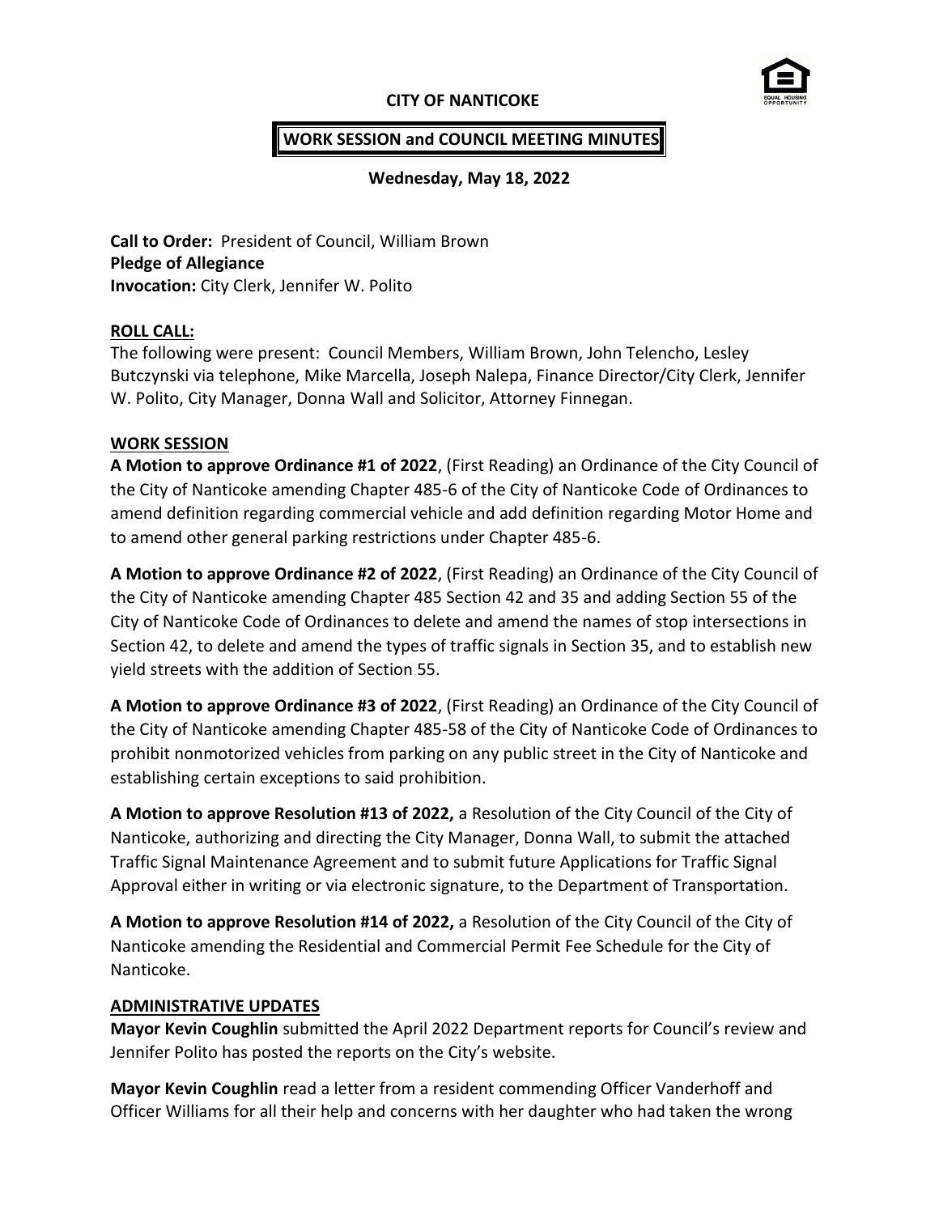**CITY OF NANTICOKE**

**WORK SESSION and COUNCIL MEETING MINUTES**

**Wednesday, May 18, 2022**

**Call to Order:** President of Council, William Brown
**Pledge of Allegiance**
**Invocation:** City Clerk, Jennifer W. Polito

**ROLL CALL:**

The following were present: Council Members, William Brown, John Telencho, Lesley Butczynski via telephone, Mike Marcella, Joseph Nalepa, Finance Director/City Clerk, Jennifer W. Polito, City Manager, Donna Wall and Solicitor, Attorney Finnegan.

**WORK SESSION**

**A Motion to approve Ordinance #1 of 2022**, (First Reading) an Ordinance of the City Council of the City of Nanticoke amending Chapter 485-6 of the City of Nanticoke Code of Ordinances to amend definition regarding commercial vehicle and add definition regarding Motor Home and to amend other general parking restrictions under Chapter 485-6.

**A Motion to approve Ordinance #2 of 2022**, (First Reading) an Ordinance of the City Council of the City of Nanticoke amending Chapter 485 Section 42 and 35 and adding Section 55 of the City of Nanticoke Code of Ordinances to delete and amend the names of stop intersections in Section 42, to delete and amend the types of traffic signals in Section 35, and to establish new yield streets with the addition of Section 55.

**A Motion to approve Ordinance #3 of 2022**, (First Reading) an Ordinance of the City Council of the City of Nanticoke amending Chapter 485-58 of the City of Nanticoke Code of Ordinances to prohibit nonmotorized vehicles from parking on any public street in the City of Nanticoke and establishing certain exceptions to said prohibition.

**A Motion to approve Resolution #13 of 2022,** a Resolution of the City Council of the City of Nanticoke, authorizing and directing the City Manager, Donna Wall, to submit the attached Traffic Signal Maintenance Agreement and to submit future Applications for Traffic Signal Approval either in writing or via electronic signature, to the Department of Transportation.

**A Motion to approve Resolution #14 of 2022,** a Resolution of the City Council of the City of Nanticoke amending the Residential and Commercial Permit Fee Schedule for the City of Nanticoke.

**ADMINISTRATIVE UPDATES**

**Mayor Kevin Coughlin** submitted the April 2022 Department reports for Council's review and Jennifer Polito has posted the reports on the City's website.

**Mayor Kevin Coughlin** read a letter from a resident commending Officer Vanderhoff and Officer Williams for all their help and concerns with her daughter who had taken the wrong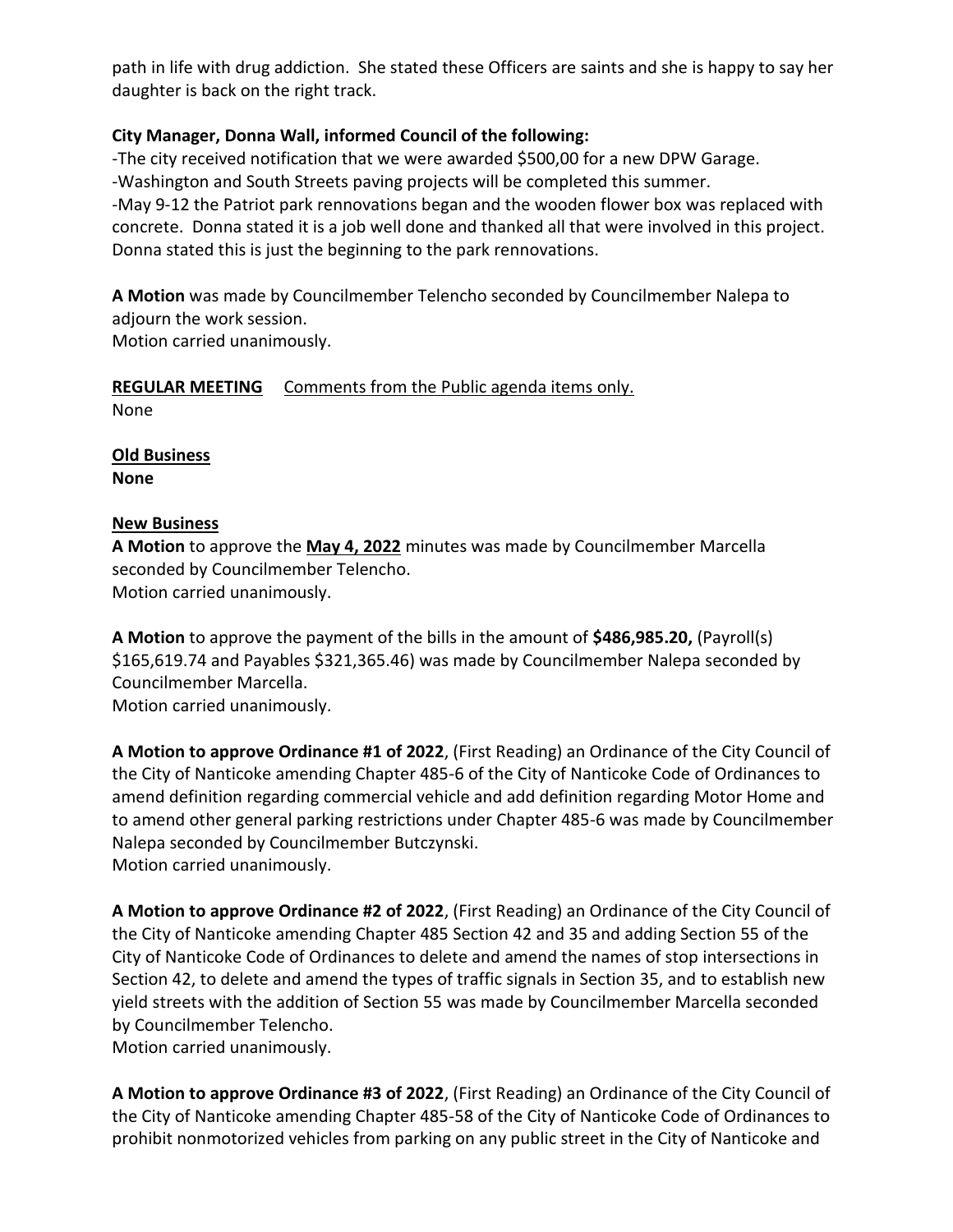path in life with drug addiction. She stated these Officers are saints and she is happy to say her daughter is back on the right track.

**City Manager, Donna Wall, informed Council of the following:**

-The city received notification that we were awarded $500,00 for a new DPW Garage.
-Washington and South Streets paving projects will be completed this summer.
-May 9-12 the Patriot park rennovations began and the wooden flower box was replaced with concrete. Donna stated it is a job well done and thanked all that were involved in this project. Donna stated this is just the beginning to the park rennovations.

**A Motion** was made by Councilmember Telencho seconded by Councilmember Nalepa to adjourn the work session.
Motion carried unanimously.

**REGULAR MEETING** Comments from the Public agenda items only.
None

**Old Business**
**None**

**New Business**

**A Motion** to approve the **May 4, 2022** minutes was made by Councilmember Marcella seconded by Councilmember Telencho.
Motion carried unanimously.

**A Motion** to approve the payment of the bills in the amount of **$486,985.20,** (Payroll(s) $165,619.74 and Payables $321,365.46) was made by Councilmember Nalepa seconded by Councilmember Marcella.
Motion carried unanimously.

**A Motion to approve Ordinance #1 of 2022**, (First Reading) an Ordinance of the City Council of the City of Nanticoke amending Chapter 485-6 of the City of Nanticoke Code of Ordinances to amend definition regarding commercial vehicle and add definition regarding Motor Home and to amend other general parking restrictions under Chapter 485-6 was made by Councilmember Nalepa seconded by Councilmember Butczynski.
Motion carried unanimously.

**A Motion to approve Ordinance #2 of 2022**, (First Reading) an Ordinance of the City Council of the City of Nanticoke amending Chapter 485 Section 42 and 35 and adding Section 55 of the City of Nanticoke Code of Ordinances to delete and amend the names of stop intersections in Section 42, to delete and amend the types of traffic signals in Section 35, and to establish new yield streets with the addition of Section 55 was made by Councilmember Marcella seconded by Councilmember Telencho.
Motion carried unanimously.

**A Motion to approve Ordinance #3 of 2022**, (First Reading) an Ordinance of the City Council of the City of Nanticoke amending Chapter 485-58 of the City of Nanticoke Code of Ordinances to prohibit nonmotorized vehicles from parking on any public street in the City of Nanticoke and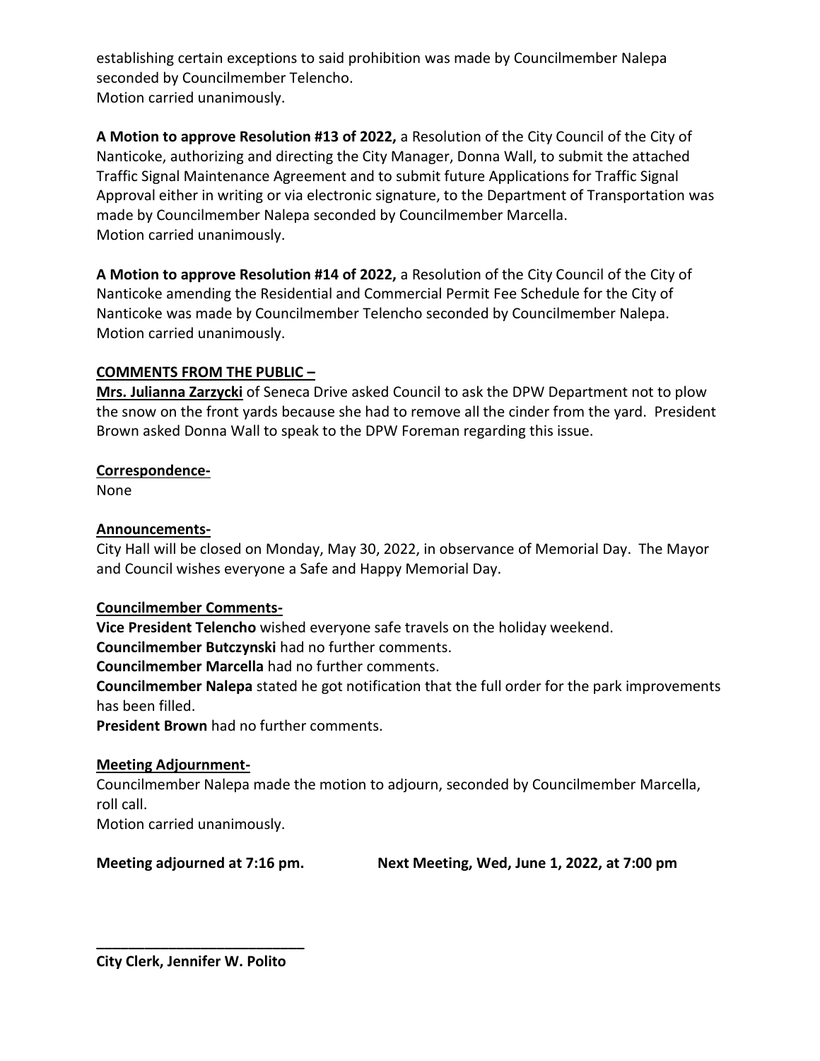establishing certain exceptions to said prohibition was made by Councilmember Nalepa seconded by Councilmember Telencho.
Motion carried unanimously.

**A Motion to approve Resolution #13 of 2022,** a Resolution of the City Council of the City of Nanticoke, authorizing and directing the City Manager, Donna Wall, to submit the attached Traffic Signal Maintenance Agreement and to submit future Applications for Traffic Signal Approval either in writing or via electronic signature, to the Department of Transportation was made by Councilmember Nalepa seconded by Councilmember Marcella.
Motion carried unanimously.

**A Motion to approve Resolution #14 of 2022,** a Resolution of the City Council of the City of Nanticoke amending the Residential and Commercial Permit Fee Schedule for the City of Nanticoke was made by Councilmember Telencho seconded by Councilmember Nalepa.
Motion carried unanimously.

**COMMENTS FROM THE PUBLIC –**

**Mrs. Julianna Zarzycki** of Seneca Drive asked Council to ask the DPW Department not to plow the snow on the front yards because she had to remove all the cinder from the yard. President Brown asked Donna Wall to speak to the DPW Foreman regarding this issue.

**Correspondence-**

None

**Announcements-**

City Hall will be closed on Monday, May 30, 2022, in observance of Memorial Day. The Mayor and Council wishes everyone a Safe and Happy Memorial Day.

**Councilmember Comments-**

**Vice President Telencho** wished everyone safe travels on the holiday weekend.
**Councilmember Butczynski** had no further comments.
**Councilmember Marcella** had no further comments.
**Councilmember Nalepa** stated he got notification that the full order for the park improvements has been filled.
**President Brown** had no further comments.

**Meeting Adjournment-**

Councilmember Nalepa made the motion to adjourn, seconded by Councilmember Marcella, roll call.
Motion carried unanimously.

**Meeting adjourned at 7:16 pm.** **Next Meeting, Wed, June 1, 2022, at 7:00 pm**

___________________________

**City Clerk, Jennifer W. Polito**